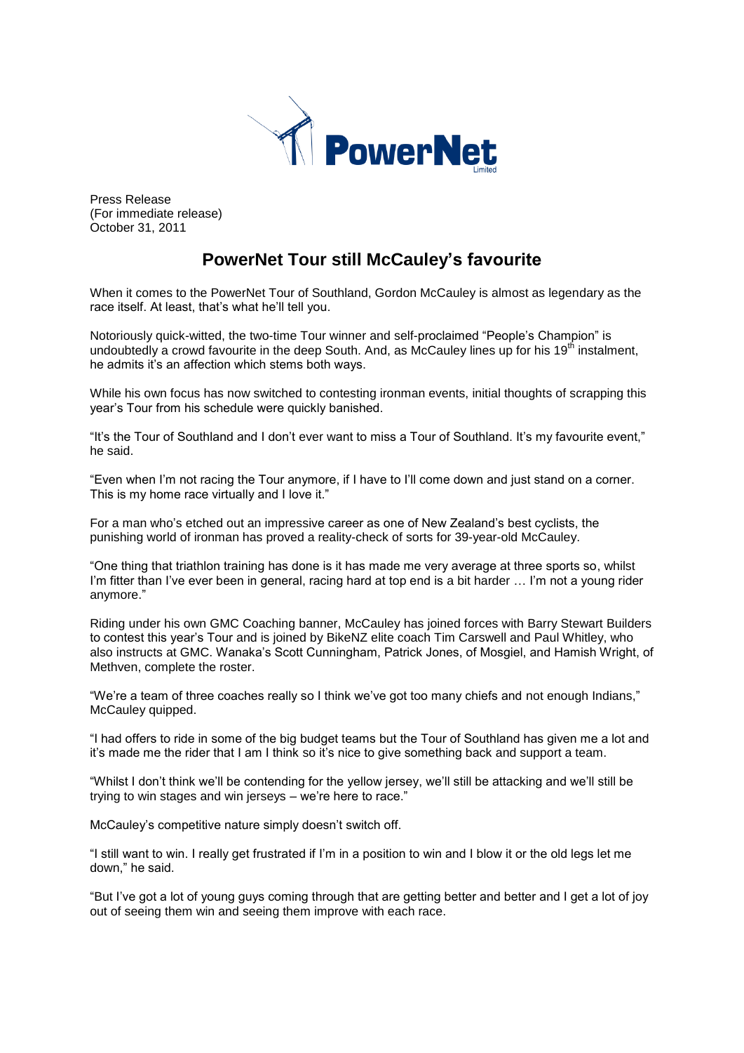PowerNet Limited

Press Release
(For immediate release)
October 31, 2011

# PowerNet Tour still McCauley's favourite

When it comes to the PowerNet Tour of Southland, Gordon McCauley is almost as legendary as the race itself. At least, that's what he'll tell you.

Notoriously quick-witted, the two-time Tour winner and self-proclaimed "People's Champion" is undoubtedly a crowd favourite in the deep South. And, as McCauley lines up for his 19th instalment, he admits it's an affection which stems both ways.

While his own focus has now switched to contesting ironman events, initial thoughts of scrapping this year's Tour from his schedule were quickly banished.

"It's the Tour of Southland and I don't ever want to miss a Tour of Southland. It's my favourite event," he said.

"Even when I'm not racing the Tour anymore, if I have to I'll come down and just stand on a corner. This is my home race virtually and I love it."

For a man who's etched out an impressive career as one of New Zealand's best cyclists, the punishing world of ironman has proved a reality-check of sorts for 39-year-old McCauley.

"One thing that triathlon training has done is it has made me very average at three sports so, whilst I'm fitter than I've ever been in general, racing hard at top end is a bit harder … I'm not a young rider anymore."

Riding under his own GMC Coaching banner, McCauley has joined forces with Barry Stewart Builders to contest this year's Tour and is joined by BikeNZ elite coach Tim Carswell and Paul Whitley, who also instructs at GMC. Wanaka's Scott Cunningham, Patrick Jones, of Mosgiel, and Hamish Wright, of Methven, complete the roster.

"We're a team of three coaches really so I think we've got too many chiefs and not enough Indians," McCauley quipped.

"I had offers to ride in some of the big budget teams but the Tour of Southland has given me a lot and it's made me the rider that I am I think so it's nice to give something back and support a team.

"Whilst I don't think we'll be contending for the yellow jersey, we'll still be attacking and we'll still be trying to win stages and win jerseys – we're here to race."

McCauley's competitive nature simply doesn't switch off.

"I still want to win. I really get frustrated if I'm in a position to win and I blow it or the old legs let me down," he said.

"But I've got a lot of young guys coming through that are getting better and better and I get a lot of joy out of seeing them win and seeing them improve with each race.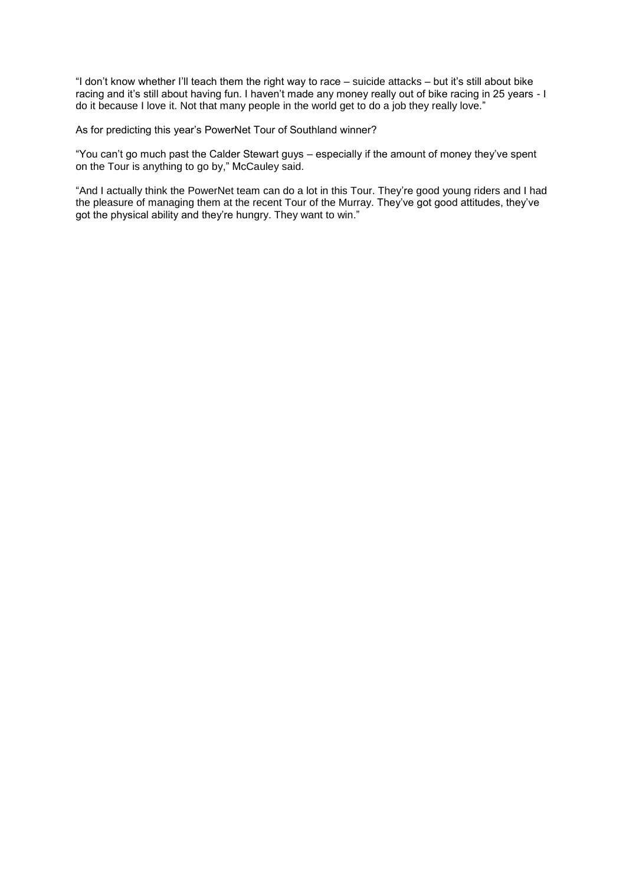"I don't know whether I'll teach them the right way to race – suicide attacks – but it's still about bike racing and it's still about having fun. I haven't made any money really out of bike racing in 25 years - I do it because I love it. Not that many people in the world get to do a job they really love."

As for predicting this year's PowerNet Tour of Southland winner?

"You can't go much past the Calder Stewart guys – especially if the amount of money they've spent on the Tour is anything to go by," McCauley said.

"And I actually think the PowerNet team can do a lot in this Tour. They're good young riders and I had the pleasure of managing them at the recent Tour of the Murray. They've got good attitudes, they've got the physical ability and they're hungry. They want to win."